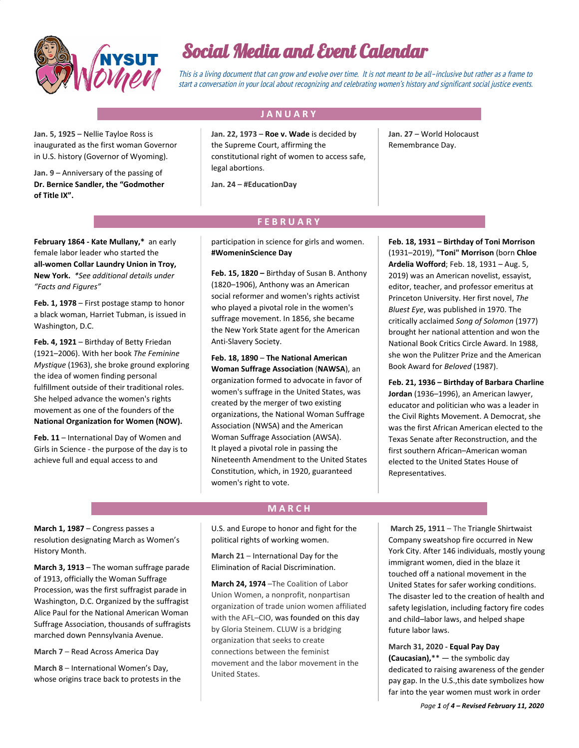# Social Media and Event Calendar

*This is a living document that can grow and evolve over time. It is not meant to be all–inclusive but rather as a frame to start a conversation in your local about recognizing and celebrating women's history and significant social justice events.*

## JANUARY

**Jan. 5, 1925** – Nellie Tayloe Ross is inaugurated as the first woman Governor in U.S. history (Governor of Wyoming).

**Jan. 9** – Anniversary of the passing of **Dr. Bernice Sandler, the "Godmother of Title IX".**

**Jan. 22, 1973** – **Roe v. Wade** is decided by the Supreme Court, affirming the constitutional right of women to access safe, legal abortions.

**Jan. 24 – #EducationDay**

**Jan. 27** – World Holocaust Remembrance Day.

## FEBRUARY

**February 1864 - Kate Mullany,*** an early female labor leader who started the **all-women Collar Laundry Union in Troy, New York.** *\*See additional details under "Facts and Figures"*

**Feb. 1, 1978** – First postage stamp to honor a black woman, Harriet Tubman, is issued in Washington, D.C.

**Feb. 4, 1921** – Birthday of Betty Friedan (1921–2006). With her book *The Feminine Mystique* (1963), she broke ground exploring the idea of women finding personal fulfillment outside of their traditional roles. She helped advance the women's rights movement as one of the founders of the **National Organization for Women (NOW).**

**Feb. 11** – International Day of Women and Girls in Science - the purpose of the day is to achieve full and equal access to and participation in science for girls and women. **#WomeninScience Day**

**Feb. 15, 1820 –** Birthday of Susan B. Anthony (1820–1906), Anthony was an American social reformer and women's rights activist who played a pivotal role in the women's suffrage movement. In 1856, she became the New York State agent for the American Anti-Slavery Society.

**Feb. 18, 1890** – **The National American Woman Suffrage Association** (**NAWSA**), an organization formed to advocate in favor of women's suffrage in the United States, was created by the merger of two existing organizations, the National Woman Suffrage Association (NWSA) and the American Woman Suffrage Association (AWSA). It played a pivotal role in passing the Nineteenth Amendment to the United States Constitution, which, in 1920, guaranteed women's right to vote.

**Feb. 18, 1931 – Birthday of Toni Morrison** (1931–2019), **"Toni" Morrison** (born **Chloe Ardelia Wofford**; Feb. 18, 1931 – Aug. 5, 2019) was an American novelist, essayist, editor, teacher, and professor emeritus at Princeton University. Her first novel, *The Bluest Eye*, was published in 1970. The critically acclaimed *Song of Solomon* (1977) brought her national attention and won the National Book Critics Circle Award. In 1988, she won the Pulitzer Prize and the American Book Award for *Beloved* (1987).

**Feb. 21, 1936 – Birthday of Barbara Charline Jordan** (1936–1996), an American lawyer, educator and politician who was a leader in the Civil Rights Movement. A Democrat, she was the first African American elected to the Texas Senate after Reconstruction, and the first southern African–American woman elected to the United States House of Representatives.

## MARCH

**March 1, 1987** – Congress passes a resolution designating March as Women's History Month.

**March 3, 1913** – The woman suffrage parade of 1913, officially the Woman Suffrage Procession, was the first suffragist parade in Washington, D.C. Organized by the suffragist Alice Paul for the National American Woman Suffrage Association, thousands of suffragists marched down Pennsylvania Avenue.

**March 7** – Read Across America Day

**March 8** – International Women's Day, whose origins trace back to protests in the U.S. and Europe to honor and fight for the political rights of working women.

**March 21** – International Day for the Elimination of Racial Discrimination.

**March 24, 1974** –The Coalition of Labor Union Women, a nonprofit, nonpartisan organization of trade union women affiliated with the AFL–CIO, was founded on this day by Gloria Steinem. CLUW is a bridging organization that seeks to create connections between the feminist movement and the labor movement in the United States.

**March 25, 1911** – The Triangle Shirtwaist Company sweatshop fire occurred in New York City. After 146 individuals, mostly young immigrant women, died in the blaze it touched off a national movement in the United States for safer working conditions. The disaster led to the creation of health and safety legislation, including factory fire codes and child–labor laws, and helped shape future labor laws.

**March 31, 2020 - Equal Pay Day (Caucasian),**** — the symbolic day dedicated to raising awareness of the gender pay gap. In the U.S.,this date symbolizes how far into the year women must work in order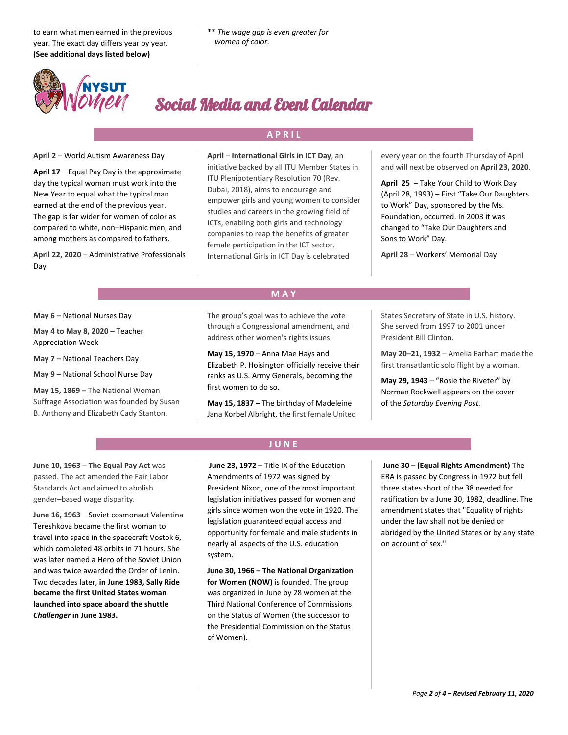to earn what men earned in the previous year. The exact day differs year by year. **(See additional days listed below)**

** *The wage gap is even greater for women of color.*

# Social Media and Event Calendar

## APRIL

**April 2** – World Autism Awareness Day

**April 17** – Equal Pay Day is the approximate day the typical woman must work into the New Year to equal what the typical man earned at the end of the previous year. The gap is far wider for women of color as compared to white, non–Hispanic men, and among mothers as compared to fathers.

**April 22, 2020** – Administrative Professionals Day

**April** – **International Girls in ICT Day**, an initiative backed by all ITU Member States in ITU Plenipotentiary Resolution 70 (Rev. Dubai, 2018), aims to encourage and empower girls and young women to consider studies and careers in the growing field of ICTs, enabling both girls and technology companies to reap the benefits of greater female participation in the ICT sector. International Girls in ICT Day is celebrated every year on the fourth Thursday of April and will next be observed on **April 23, 2020**.

**April 25** – Take Your Child to Work Day (April 28, 1993) – First "Take Our Daughters to Work" Day, sponsored by the Ms. Foundation, occurred. In 2003 it was changed to "Take Our Daughters and Sons to Work" Day.

**April 28** – Workers' Memorial Day

## MAY

**May 6 –** National Nurses Day

**May 4 to May 8, 2020 –** Teacher Appreciation Week

**May 7 –** National Teachers Day

**May 9 –** National School Nurse Day

**May 15, 1869 –** The National Woman Suffrage Association was founded by Susan B. Anthony and Elizabeth Cady Stanton. The group's goal was to achieve the vote through a Congressional amendment, and address other women's rights issues.

**May 15, 1970** – Anna Mae Hays and Elizabeth P. Hoisington officially receive their ranks as U.S. Army Generals, becoming the first women to do so.

**May 15, 1837 –** The birthday of Madeleine Jana Korbel Albright, the first female United States Secretary of State in U.S. history. She served from 1997 to 2001 under President Bill Clinton.

**May 20–21, 1932** – Amelia Earhart made the first transatlantic solo flight by a woman.

**May 29, 1943** – "Rosie the Riveter" by Norman Rockwell appears on the cover of the *Saturday Evening Post.*

## JUNE

**June 10, 1963** – **The Equal Pay Act** was passed. The act amended the Fair Labor Standards Act and aimed to abolish gender–based wage disparity.

**June 16, 1963** – Soviet cosmonaut Valentina Tereshkova became the first woman to travel into space in the spacecraft Vostok 6, which completed 48 orbits in 71 hours. She was later named a Hero of the Soviet Union and was twice awarded the Order of Lenin. Two decades later, **in June 1983, Sally Ride became the first United States woman launched into space aboard the shuttle *Challenger* in June 1983.**

**June 23, 1972 –** Title IX of the Education Amendments of 1972 was signed by President Nixon, one of the most important legislation initiatives passed for women and girls since women won the vote in 1920. The legislation guaranteed equal access and opportunity for female and male students in nearly all aspects of the U.S. education system.

**June 30, 1966 – The National Organization for Women (NOW)** is founded. The group was organized in June by 28 women at the Third National Conference of Commissions on the Status of Women (the successor to the Presidential Commission on the Status of Women).

**June 30 – (Equal Rights Amendment)** The ERA is passed by Congress in 1972 but fell three states short of the 38 needed for ratification by a June 30, 1982, deadline. The amendment states that "Equality of rights under the law shall not be denied or abridged by the United States or by any state on account of sex."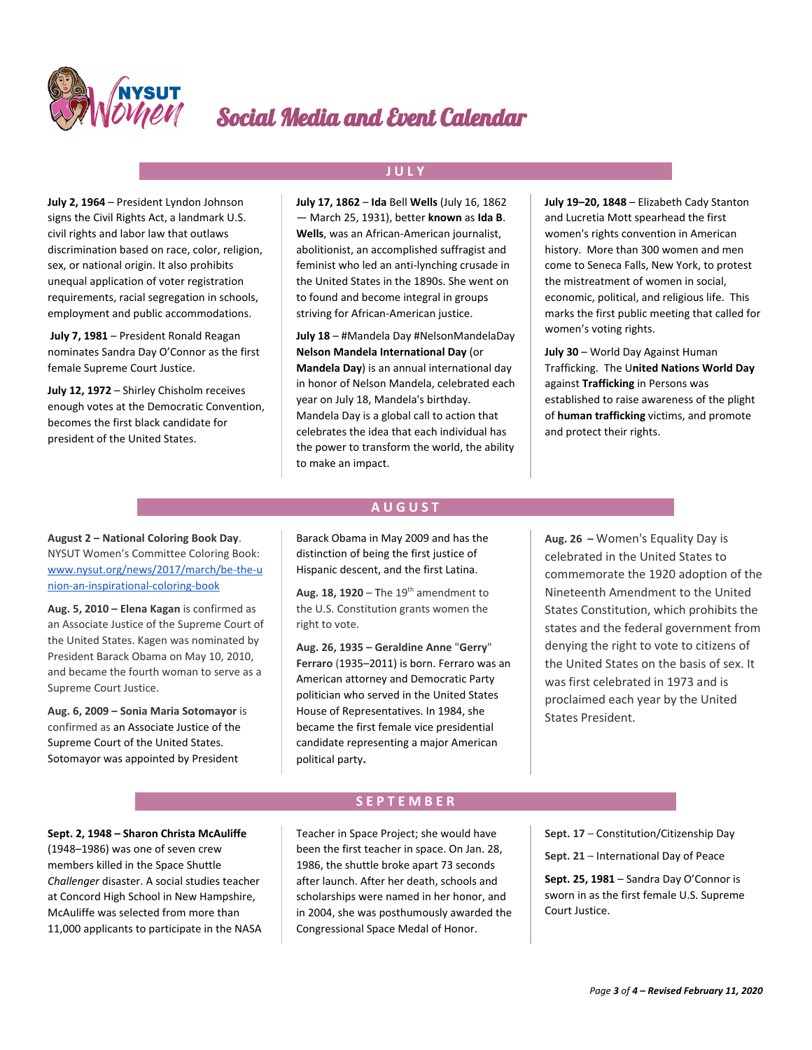# Social Media and Event Calendar

## JULY

**July 2, 1964** – President Lyndon Johnson signs the Civil Rights Act, a landmark U.S. civil rights and labor law that outlaws discrimination based on race, color, religion, sex, or national origin. It also prohibits unequal application of voter registration requirements, racial segregation in schools, employment and public accommodations.

**July 7, 1981** – President Ronald Reagan nominates Sandra Day O'Connor as the first female Supreme Court Justice.

**July 12, 1972** – Shirley Chisholm receives enough votes at the Democratic Convention, becomes the first black candidate for president of the United States.

**July 17, 1862** – **Ida** Bell **Wells** (July 16, 1862 — March 25, 1931), better **known** as **Ida B. Wells**, was an African-American journalist, abolitionist, an accomplished suffragist and feminist who led an anti-lynching crusade in the United States in the 1890s. She went on to found and become integral in groups striving for African-American justice.

**July 18** – #Mandela Day #NelsonMandelaDay **Nelson Mandela International Day** (or **Mandela Day**) is an annual international day in honor of Nelson Mandela, celebrated each year on July 18, Mandela's birthday. Mandela Day is a global call to action that celebrates the idea that each individual has the power to transform the world, the ability to make an impact.

**July 19–20, 1848** – Elizabeth Cady Stanton and Lucretia Mott spearhead the first women's rights convention in American history. More than 300 women and men come to Seneca Falls, New York, to protest the mistreatment of women in social, economic, political, and religious life. This marks the first public meeting that called for women's voting rights.

**July 30** – World Day Against Human Trafficking. The U**nited Nations World Day** against **Trafficking** in Persons was established to raise awareness of the plight of **human trafficking** victims, and promote and protect their rights.

## AUGUST

**August 2 – National Coloring Book Day**. NYSUT Women's Committee Coloring Book: [www.nysut.org/news/2017/march/be-the-union-an-inspirational-coloring-book](www.nysut.org/news/2017/march/be-the-union-an-inspirational-coloring-book)

**Aug. 5, 2010 – Elena Kagan** is confirmed as an Associate Justice of the Supreme Court of the United States. Kagen was nominated by President Barack Obama on May 10, 2010, and became the fourth woman to serve as a Supreme Court Justice.

**Aug. 6, 2009 – Sonia Maria Sotomayor** is confirmed as an Associate Justice of the Supreme Court of the United States. Sotomayor was appointed by President Barack Obama in May 2009 and has the distinction of being the first justice of Hispanic descent, and the first Latina.

**Aug. 18, 1920** – The 19th amendment to the U.S. Constitution grants women the right to vote.

**Aug. 26, 1935 – Geraldine Anne "Gerry" Ferraro** (1935–2011) is born. Ferraro was an American attorney and Democratic Party politician who served in the United States House of Representatives. In 1984, she became the first female vice presidential candidate representing a major American political party.

**Aug. 26** – Women's Equality Day is celebrated in the United States to commemorate the 1920 adoption of the Nineteenth Amendment to the United States Constitution, which prohibits the states and the federal government from denying the right to vote to citizens of the United States on the basis of sex. It was first celebrated in 1973 and is proclaimed each year by the United States President.

## SEPTEMBER

**Sept. 2, 1948 – Sharon Christa McAuliffe** (1948–1986) was one of seven crew members killed in the Space Shuttle *Challenger* disaster. A social studies teacher at Concord High School in New Hampshire, McAuliffe was selected from more than 11,000 applicants to participate in the NASA Teacher in Space Project; she would have been the first teacher in space. On Jan. 28, 1986, the shuttle broke apart 73 seconds after launch. After her death, schools and scholarships were named in her honor, and in 2004, she was posthumously awarded the Congressional Space Medal of Honor.

**Sept. 17** – Constitution/Citizenship Day

**Sept. 21** – International Day of Peace

**Sept. 25, 1981** – Sandra Day O'Connor is sworn in as the first female U.S. Supreme Court Justice.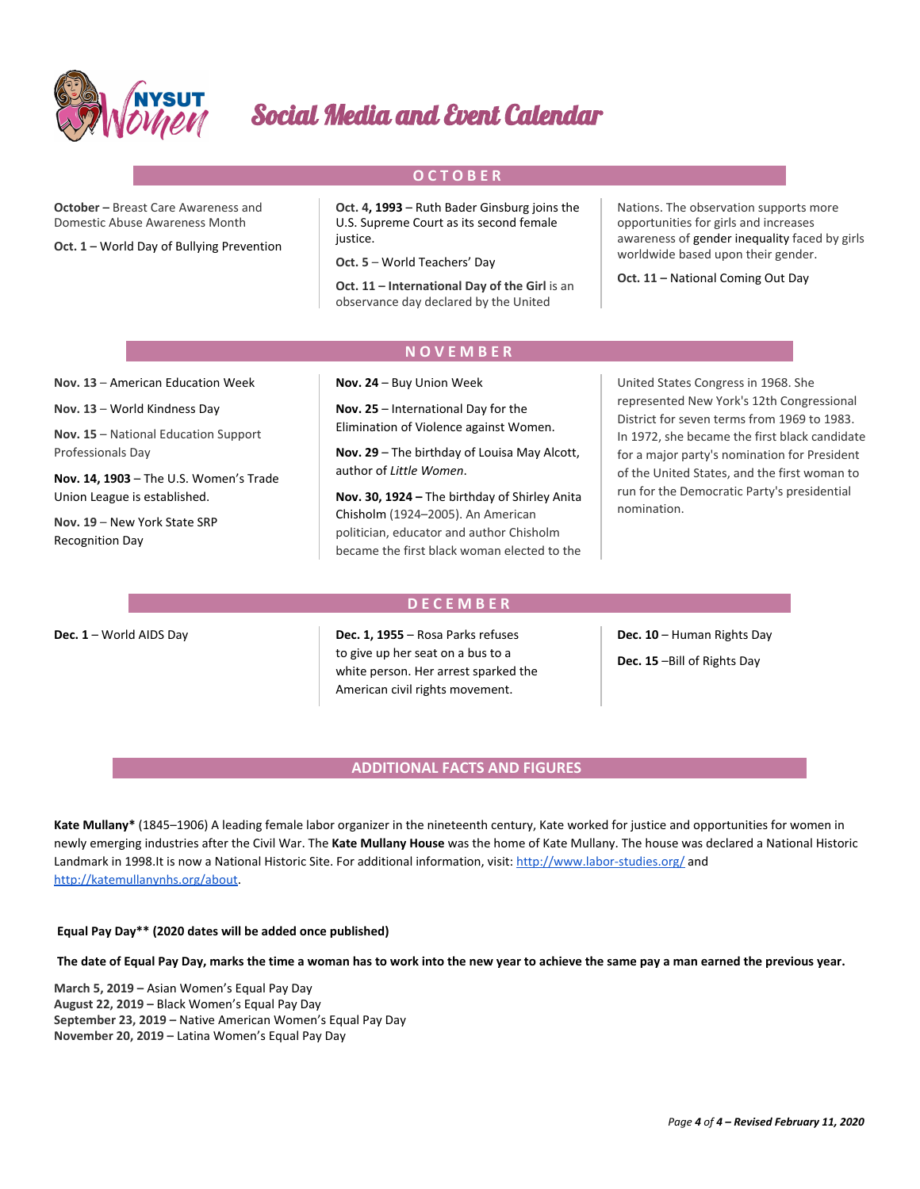# NYSUT Women Social Media and Event Calendar

## OCTOBER

**October** – Breast Care Awareness and Domestic Abuse Awareness Month

**Oct. 1** – World Day of Bullying Prevention

**Oct. 4, 1993** – Ruth Bader Ginsburg joins the U.S. Supreme Court as its second female justice.

**Oct. 5** – World Teachers' Day

**Oct. 11 – International Day of the Girl** is an observance day declared by the United Nations. The observation supports more opportunities for girls and increases awareness of gender inequality faced by girls worldwide based upon their gender.

**Oct. 11 –** National Coming Out Day

## NOVEMBER

**Nov. 13** – American Education Week

**Nov. 13** – World Kindness Day

**Nov. 15** – National Education Support Professionals Day

**Nov. 14, 1903** – The U.S. Women's Trade Union League is established.

**Nov. 19** – New York State SRP Recognition Day

**Nov. 24** – Buy Union Week

**Nov. 25** – International Day for the Elimination of Violence against Women.

**Nov. 29** – The birthday of Louisa May Alcott, author of *Little Women*.

**Nov. 30, 1924 –** The birthday of Shirley Anita Chisholm (1924–2005). An American politician, educator and author Chisholm became the first black woman elected to the United States Congress in 1968. She represented New York's 12th Congressional District for seven terms from 1969 to 1983. In 1972, she became the first black candidate for a major party's nomination for President of the United States, and the first woman to run for the Democratic Party's presidential nomination.

## DECEMBER

**Dec. 1** – World AIDS Day

**Dec. 1, 1955** – Rosa Parks refuses to give up her seat on a bus to a white person. Her arrest sparked the American civil rights movement.

**Dec. 10** – Human Rights Day

**Dec. 15** –Bill of Rights Day

## ADDITIONAL FACTS AND FIGURES

**Kate Mullany*** (1845–1906) A leading female labor organizer in the nineteenth century, Kate worked for justice and opportunities for women in newly emerging industries after the Civil War. The **Kate Mullany House** was the home of Kate Mullany. The house was declared a National Historic Landmark in 1998.It is now a National Historic Site. For additional information, visit: http://www.labor-studies.org/ and http://katemullanynhs.org/about.

**Equal Pay Day** (2020 dates will be added once published)**

**The date of Equal Pay Day, marks the time a woman has to work into the new year to achieve the same pay a man earned the previous year.**

**March 5, 2019 –** Asian Women's Equal Pay Day
**August 22, 2019 –** Black Women's Equal Pay Day
**September 23, 2019 –** Native American Women's Equal Pay Day
**November 20, 2019 –** Latina Women's Equal Pay Day